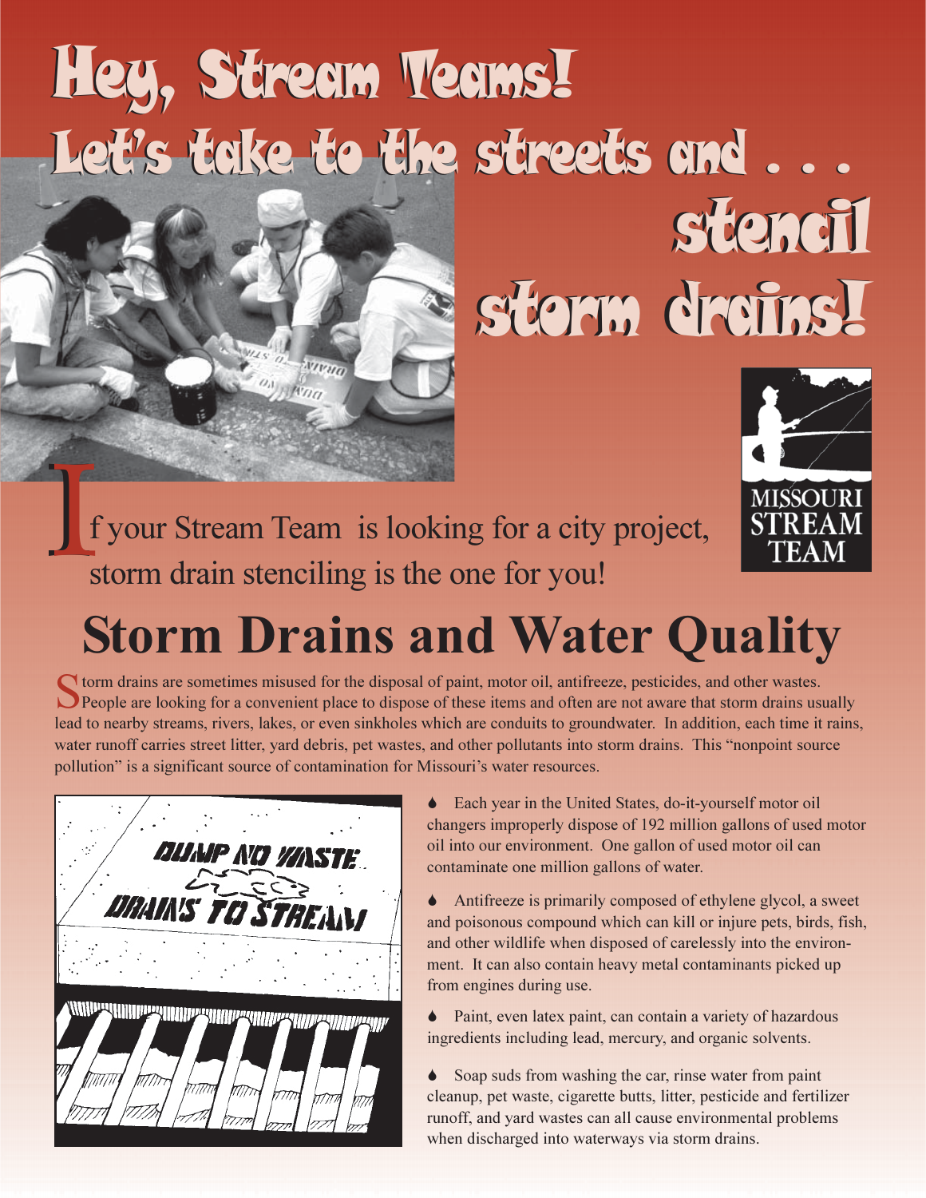# Hey, Stream Teams!

## Let's take to the streets and . . . stencil storm drains!

MISSOURI STREAM TEAM

If your Stream Team is looking for a city project, storm drain stenciling is the one for you!

# Storm Drains and Water Quality

Storm drains are sometimes misused for the disposal of paint, motor oil, antifreeze, pesticides, and other wastes. People are looking for a convenient place to dispose of these items and often are not aware that storm drains usually lead to nearby streams, rivers, lakes, or even sinkholes which are conduits to groundwater. In addition, each time it rains, water runoff carries street litter, yard debris, pet wastes, and other pollutants into storm drains. This "nonpoint source pollution" is a significant source of contamination for Missouri's water resources.

DUMP NO WASTE DRAINS TO STREAM

- Each year in the United States, do-it-yourself motor oil changers improperly dispose of 192 million gallons of used motor oil into our environment. One gallon of used motor oil can contaminate one million gallons of water.
- Antifreeze is primarily composed of ethylene glycol, a sweet and poisonous compound which can kill or injure pets, birds, fish, and other wildlife when disposed of carelessly into the environment. It can also contain heavy metal contaminants picked up from engines during use.
- Paint, even latex paint, can contain a variety of hazardous ingredients including lead, mercury, and organic solvents.
- Soap suds from washing the car, rinse water from paint cleanup, pet waste, cigarette butts, litter, pesticide and fertilizer runoff, and yard wastes can all cause environmental problems when discharged into waterways via storm drains.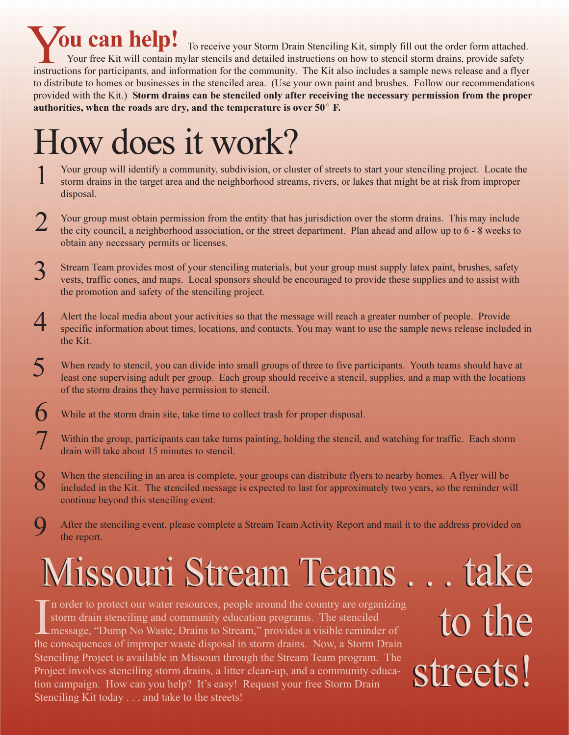# You can help!

To receive your Storm Drain Stenciling Kit, simply fill out the order form attached. Your free Kit will contain mylar stencils and detailed instructions on how to stencil storm drains, provide safety instructions for participants, and information for the community. The Kit also includes a sample news release and a flyer to distribute to homes or businesses in the stenciled area. (Use your own paint and brushes. Follow our recommendations provided with the Kit.) **Storm drains can be stenciled only after receiving the necessary permission from the proper authorities, when the roads are dry, and the temperature is over 50° F.**

# How does it work?

1. Your group will identify a community, subdivision, or cluster of streets to start your stenciling project. Locate the storm drains in the target area and the neighborhood streams, rivers, or lakes that might be at risk from improper disposal.

2. Your group must obtain permission from the entity that has jurisdiction over the storm drains. This may include the city council, a neighborhood association, or the street department. Plan ahead and allow up to 6 - 8 weeks to obtain any necessary permits or licenses.

3. Stream Team provides most of your stenciling materials, but your group must supply latex paint, brushes, safety vests, traffic cones, and maps. Local sponsors should be encouraged to provide these supplies and to assist with the promotion and safety of the stenciling project.

4. Alert the local media about your activities so that the message will reach a greater number of people. Provide specific information about times, locations, and contacts. You may want to use the sample news release included in the Kit.

5. When ready to stencil, you can divide into small groups of three to five participants. Youth teams should have at least one supervising adult per group. Each group should receive a stencil, supplies, and a map with the locations of the storm drains they have permission to stencil.

6. While at the storm drain site, take time to collect trash for proper disposal.

7. Within the group, participants can take turns painting, holding the stencil, and watching for traffic. Each storm drain will take about 15 minutes to stencil.

8. When the stenciling in an area is complete, your groups can distribute flyers to nearby homes. A flyer will be included in the Kit. The stenciled message is expected to last for approximately two years, so the reminder will continue beyond this stenciling event.

9. After the stenciling event, please complete a Stream Team Activity Report and mail it to the address provided on the report.

# Missouri Stream Teams . . . take to the streets!

In order to protect our water resources, people around the country are organizing storm drain stenciling and community education programs. The stenciled message, "Dump No Waste, Drains to Stream," provides a visible reminder of the consequences of improper waste disposal in storm drains. Now, a Storm Drain Stenciling Project is available in Missouri through the Stream Team program. The Project involves stenciling storm drains, a litter clean-up, and a community education campaign. How can you help? It's easy! Request your free Storm Drain Stenciling Kit today . . . and take to the streets!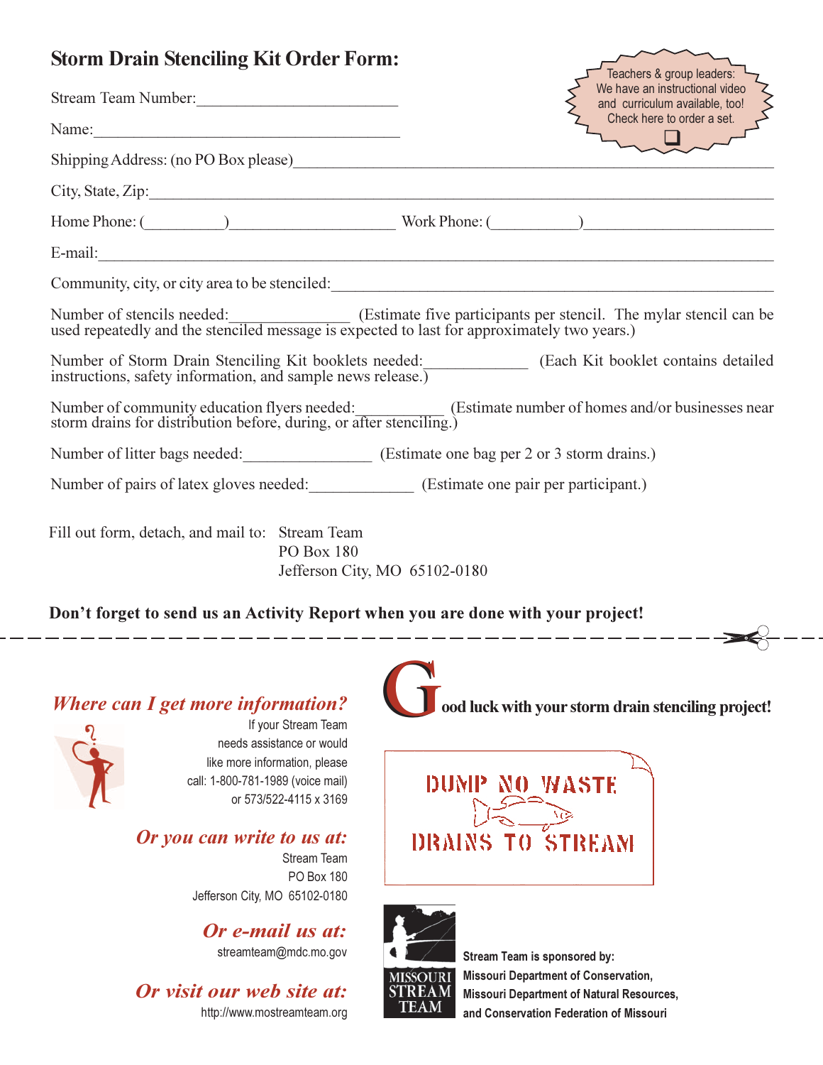## Storm Drain Stenciling Kit Order Form:

Teachers & group leaders: We have an instructional video and curriculum available, too! Check here to order a set. ❑

Stream Team Number:_________________________

Name:_______________________________________

Shipping Address: (no PO Box please)_______________________________________

City, State, Zip:_______________________________________

Home Phone: (__________)____________________ Work Phone: (___________)______________________

E-mail:_______________________________________

Community, city, or city area to be stenciled:_______________________________________

Number of stencils needed:_______________ (Estimate five participants per stencil. The mylar stencil can be used repeatedly and the stenciled message is expected to last for approximately two years.)

Number of Storm Drain Stenciling Kit booklets needed:_____________ (Each Kit booklet contains detailed instructions, safety information, and sample news release.)

Number of community education flyers needed:___________ (Estimate number of homes and/or businesses near storm drains for distribution before, during, or after stenciling.)

Number of litter bags needed:________________ (Estimate one bag per 2 or 3 storm drains.)

Number of pairs of latex gloves needed:_____________ (Estimate one pair per participant.)

Fill out form, detach, and mail to: Stream Team
PO Box 180
Jefferson City, MO 65102-0180

**Don't forget to send us an Activity Report when you are done with your project!**

---

### *Where can I get more information?*

If your Stream Team needs assistance or would like more information, please call: 1-800-781-1989 (voice mail) or 573/522-4115 x 3169

### *Or you can write to us at:*

Stream Team
PO Box 180
Jefferson City, MO 65102-0180

### *Or e-mail us at:*

streamteam@mdc.mo.gov

### *Or visit our web site at:*

http://www.mostreamteam.org

**Good luck with your storm drain stenciling project!**

DUMP NO WASTE
DRAINS TO STREAM

MISSOURI STREAM TEAM

**Stream Team is sponsored by:**
**Missouri Department of Conservation,**
**Missouri Department of Natural Resources,**
**and Conservation Federation of Missouri**